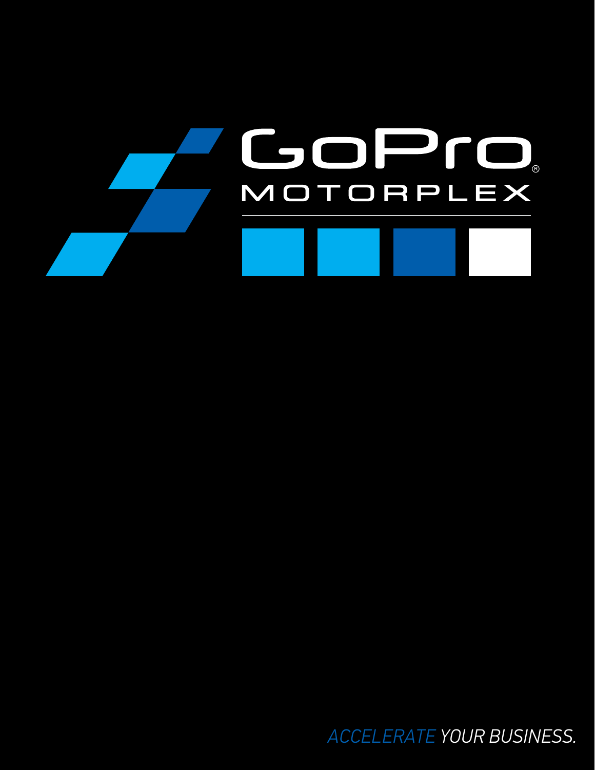# GoPro® MOTORPLEX

*ACCELERATE YOUR BUSINESS.*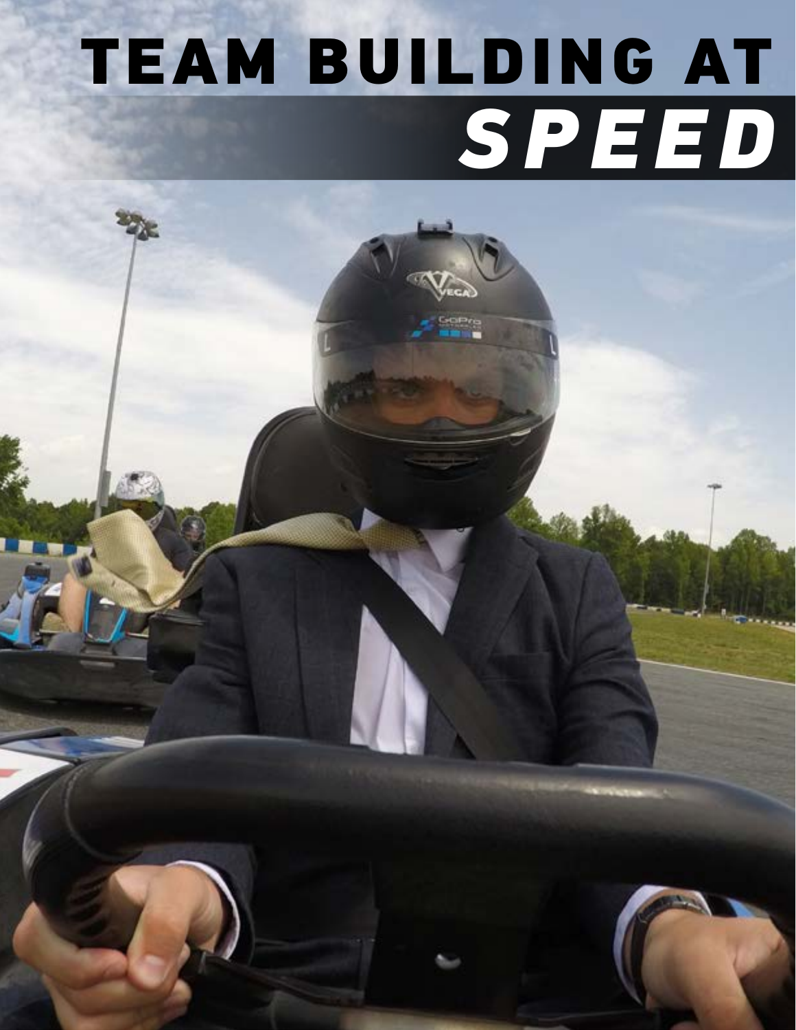# TEAM BUILDING AT *SPEED*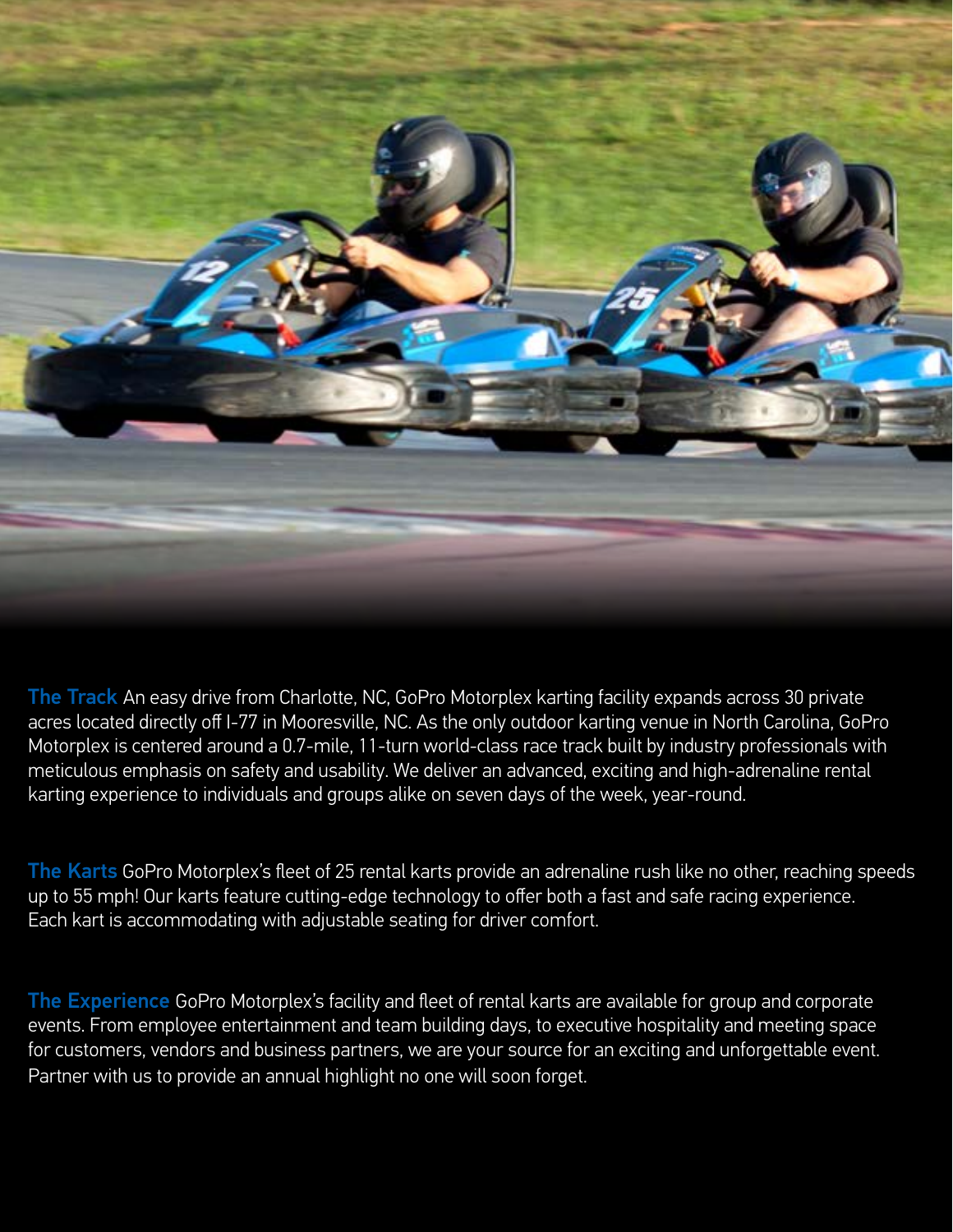**The Track** An easy drive from Charlotte, NC, GoPro Motorplex karting facility expands across 30 private acres located directly off I-77 in Mooresville, NC. As the only outdoor karting venue in North Carolina, GoPro Motorplex is centered around a 0.7-mile, 11-turn world-class race track built by industry professionals with meticulous emphasis on safety and usability. We deliver an advanced, exciting and high-adrenaline rental karting experience to individuals and groups alike on seven days of the week, year-round.

**The Karts** GoPro Motorplex's fleet of 25 rental karts provide an adrenaline rush like no other, reaching speeds up to 55 mph! Our karts feature cutting-edge technology to offer both a fast and safe racing experience. Each kart is accommodating with adjustable seating for driver comfort.

**The Experience** GoPro Motorplex's facility and fleet of rental karts are available for group and corporate events. From employee entertainment and team building days, to executive hospitality and meeting space for customers, vendors and business partners, we are your source for an exciting and unforgettable event. Partner with us to provide an annual highlight no one will soon forget.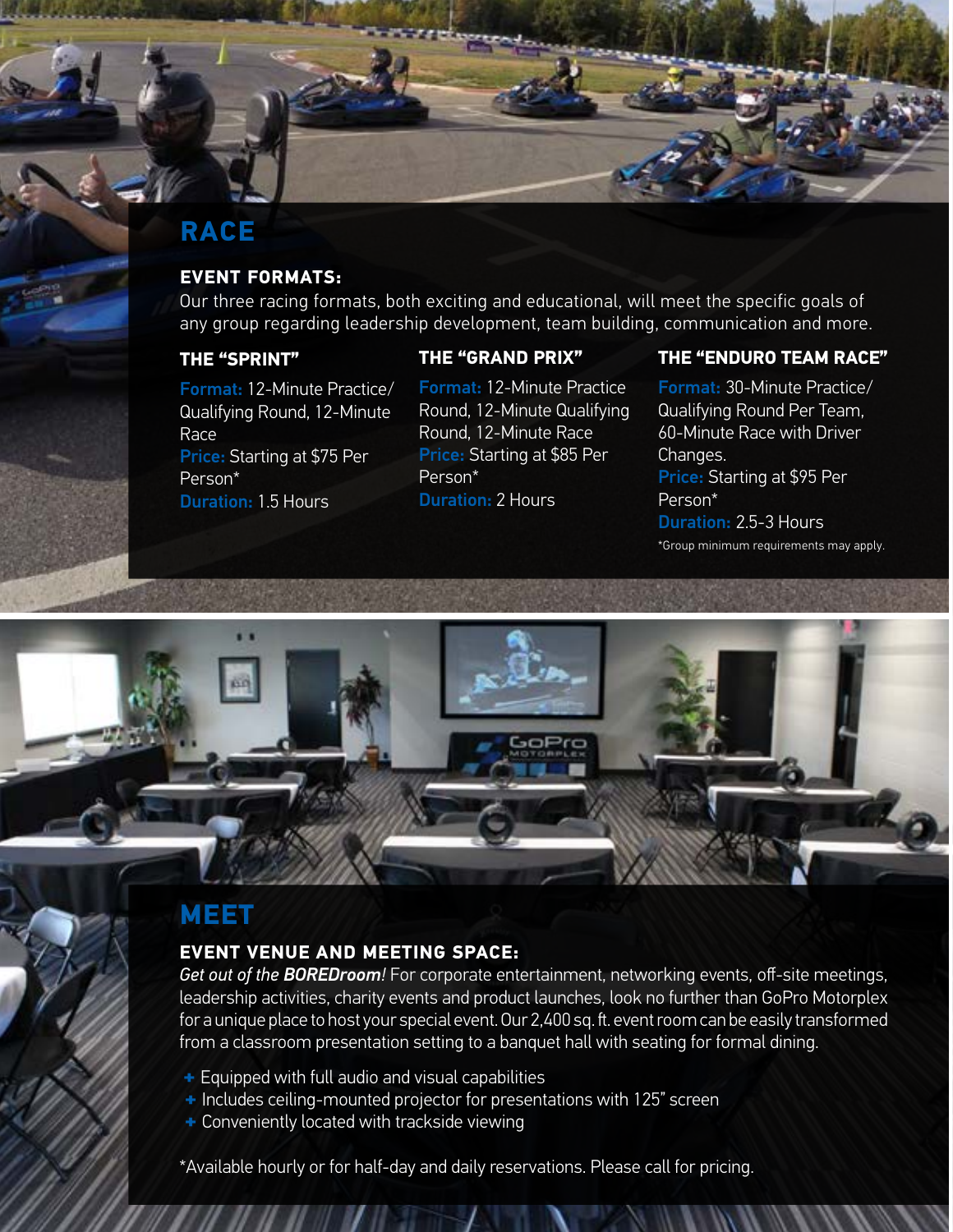# RACE

### EVENT FORMATS:

Our three racing formats, both exciting and educational, will meet the specific goals of any group regarding leadership development, team building, communication and more.

### THE "SPRINT"

**Format:** 12-Minute Practice/ Qualifying Round, 12-Minute Race
**Price:** Starting at $75 Per Person*
**Duration:** 1.5 Hours

### THE "GRAND PRIX"

**Format:** 12-Minute Practice Round, 12-Minute Qualifying Round, 12-Minute Race
**Price:** Starting at $85 Per Person*
**Duration:** 2 Hours

### THE "ENDURO TEAM RACE"

**Format:** 30-Minute Practice/ Qualifying Round Per Team, 60-Minute Race with Driver Changes.
**Price:** Starting at $95 Per Person*
**Duration:** 2.5-3 Hours

*Group minimum requirements may apply.

# MEET

### EVENT VENUE AND MEETING SPACE:

*Get out of the **BOREDroom**!* For corporate entertainment, networking events, off-site meetings, leadership activities, charity events and product launches, look no further than GoPro Motorplex for a unique place to host your special event. Our 2,400 sq. ft. event room can be easily transformed from a classroom presentation setting to a banquet hall with seating for formal dining.

- Equipped with full audio and visual capabilities
- Includes ceiling-mounted projector for presentations with 125" screen
- Conveniently located with trackside viewing

*Available hourly or for half-day and daily reservations. Please call for pricing.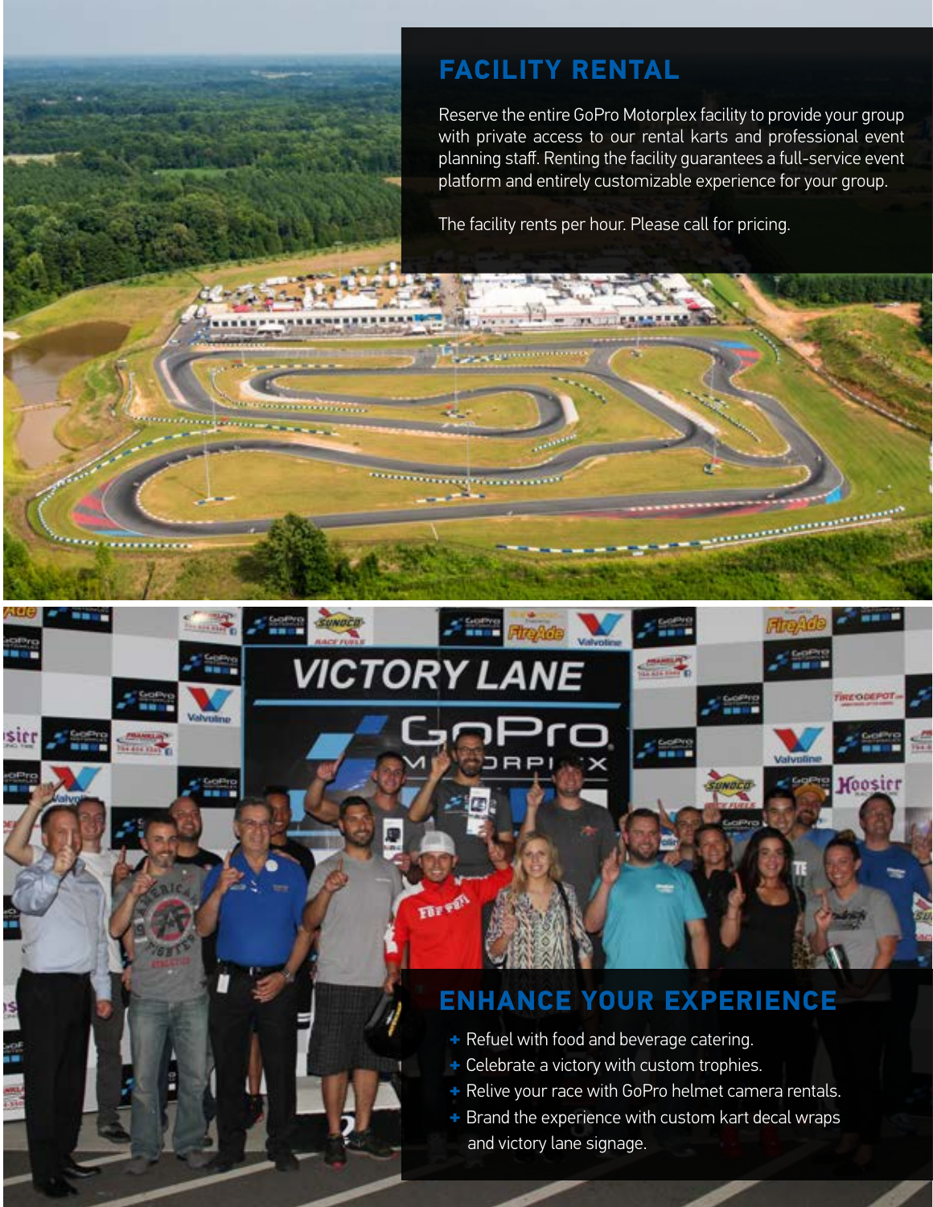## FACILITY RENTAL

Reserve the entire GoPro Motorplex facility to provide your group with private access to our rental karts and professional event planning staff. Renting the facility guarantees a full-service event platform and entirely customizable experience for your group.

The facility rents per hour. Please call for pricing.

## ENHANCE YOUR EXPERIENCE

- Refuel with food and beverage catering.
- Celebrate a victory with custom trophies.
- Relive your race with GoPro helmet camera rentals.
- Brand the experience with custom kart decal wraps and victory lane signage.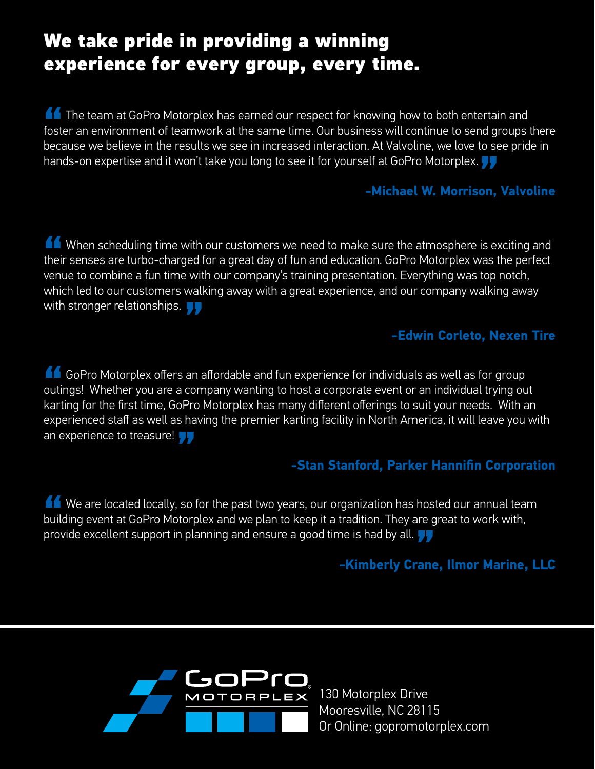# We take pride in providing a winning experience for every group, every time.

"The team at GoPro Motorplex has earned our respect for knowing how to both entertain and foster an environment of teamwork at the same time. Our business will continue to send groups there because we believe in the results we see in increased interaction. At Valvoline, we love to see pride in hands-on expertise and it won't take you long to see it for yourself at GoPro Motorplex."

**-Michael W. Morrison, Valvoline**

"When scheduling time with our customers we need to make sure the atmosphere is exciting and their senses are turbo-charged for a great day of fun and education. GoPro Motorplex was the perfect venue to combine a fun time with our company's training presentation. Everything was top notch, which led to our customers walking away with a great experience, and our company walking away with stronger relationships."

**-Edwin Corleto, Nexen Tire**

"GoPro Motorplex offers an affordable and fun experience for individuals as well as for group outings! Whether you are a company wanting to host a corporate event or an individual trying out karting for the first time, GoPro Motorplex has many different offerings to suit your needs. With an experienced staff as well as having the premier karting facility in North America, it will leave you with an experience to treasure!"

**-Stan Stanford, Parker Hannifin Corporation**

"We are located locally, so for the past two years, our organization has hosted our annual team building event at GoPro Motorplex and we plan to keep it a tradition. They are great to work with, provide excellent support in planning and ensure a good time is had by all."

**-Kimberly Crane, Ilmor Marine, LLC**

GoPro MOTORPLEX

130 Motorplex Drive
Mooresville, NC 28115
Or Online: gopromotorplex.com